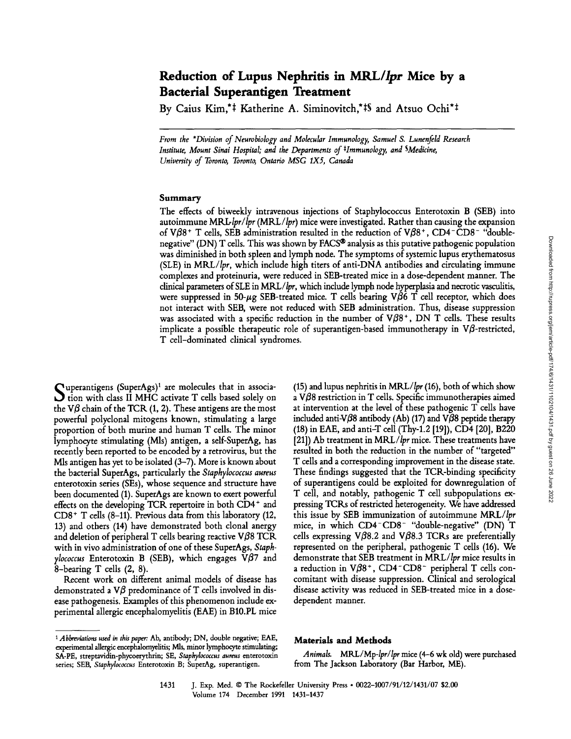# Reduction of Lupus Nephritis in MRL/*lpr* Mice by a Bacterial Superantigen Treatment

By Caius Kim,*‡ Katherine A. Siminovitch,*‡§ and Atsuo Ochi*‡

*From the \*Division of Neurobiology and Molecular Immunology, Samuel S. Lunenfeld Research Institute, Mount Sinai Hospital; and the Departments of ‡Immunology, and §Medicine, University of Toronto, Toronto, Ontario M5G 1X5, Canada*

## Summary

The effects of biweekly intravenous injections of Staphylococcus Enterotoxin B (SEB) into autoimmune MRL-*lpr*/*lpr* (MRL/*lpr*) mice were investigated. Rather than causing the expansion of Vβ8$^+$ T cells, SEB administration resulted in the reduction of Vβ8$^+$, CD4$^-$CD8$^-$ "double-negative" (DN) T cells. This was shown by FACS® analysis as this putative pathogenic population was diminished in both spleen and lymph node. The symptoms of systemic lupus erythematosus (SLE) in MRL/*lpr*, which include high titers of anti-DNA antibodies and circulating immune complexes and proteinuria, were reduced in SEB-treated mice in a dose-dependent manner. The clinical parameters of SLE in MRL/*lpr*, which include lymph node hyperplasia and necrotic vasculitis, were suppressed in 50-μg SEB-treated mice. T cells bearing Vβ6 T cell receptor, which does not interact with SEB, were not reduced with SEB administration. Thus, disease suppression was associated with a specific reduction in the number of Vβ8$^+$, DN T cells. These results implicate a possible therapeutic role of superantigen-based immunotherapy in Vβ-restricted, T cell-dominated clinical syndromes.

Superantigens (SuperAgs)[1] are molecules that in association with class II MHC activate T cells based solely on the Vβ chain of the TCR (1, 2). These antigens are the most powerful polyclonal mitogens known, stimulating a large proportion of both murine and human T cells. The minor lymphocyte stimulating (Mls) antigen, a self-SuperAg, has recently been reported to be encoded by a retrovirus, but the Mls antigen has yet to be isolated (3–7). More is known about the bacterial SuperAgs, particularly the *Staphylococcus aureus* enterotoxin series (SEs), whose sequence and structure have been documented (1). SuperAgs are known to exert powerful effects on the developing TCR repertoire in both CD4$^+$ and CD8$^+$ T cells (8–11). Previous data from this laboratory (12, 13) and others (14) have demonstrated both clonal anergy and deletion of peripheral T cells bearing reactive Vβ8 TCR with in vivo administration of one of these SuperAgs, *Staphylococcus* Enterotoxin B (SEB), which engages Vβ7 and 8-bearing T cells (2, 8).

Recent work on different animal models of disease has demonstrated a Vβ predominance of T cells involved in disease pathogenesis. Examples of this phenomenon include experimental allergic encephalomyelitis (EAE) in B10.PL mice (15) and lupus nephritis in MRL/*lpr* (16), both of which show a Vβ8 restriction in T cells. Specific immunotherapies aimed at intervention at the level of these pathogenic T cells have included anti-Vβ8 antibody (Ab) (17) and Vβ8 peptide therapy (18) in EAE, and anti-T cell (Thy-1.2 [19]), CD4 [20], B220 [21]) Ab treatment in MRL/*lpr* mice. These treatments have resulted in both the reduction in the number of "targeted" T cells and a corresponding improvement in the disease state. These findings suggested that the TCR-binding specificity of superantigens could be exploited for downregulation of T cell, and notably, pathogenic T cell subpopulations expressing TCRs of restricted heterogeneity. We have addressed this issue by SEB immunization of autoimmune MRL/*lpr* mice, in which CD4$^-$CD8$^-$ "double-negative" (DN) T cells expressing Vβ8.2 and Vβ8.3 TCRs are preferentially represented on the peripheral, pathogenic T cells (16). We demonstrate that SEB treatment in MRL/*lpr* mice results in a reduction in Vβ8$^+$, CD4$^-$CD8$^-$ peripheral T cells concomitant with disease suppression. Clinical and serological disease activity was reduced in SEB-treated mice in a dose-dependent manner.

## Materials and Methods

*Animals.* MRL/Mp-*lpr*/*lpr* mice (4–6 wk old) were purchased from The Jackson Laboratory (Bar Harbor, ME).

[1] *Abbreviations used in this paper:* Ab, antibody; DN, double negative; EAE, experimental allergic encephalomyelitis; Mls, minor lymphocyte stimulating; SA-PE, streptavidin-phycoerythrin; SE, *Staphylococcus aureus* enterotoxin series; SEB, *Staphylococcus* Enterotoxin B; SuperAg, superantigen.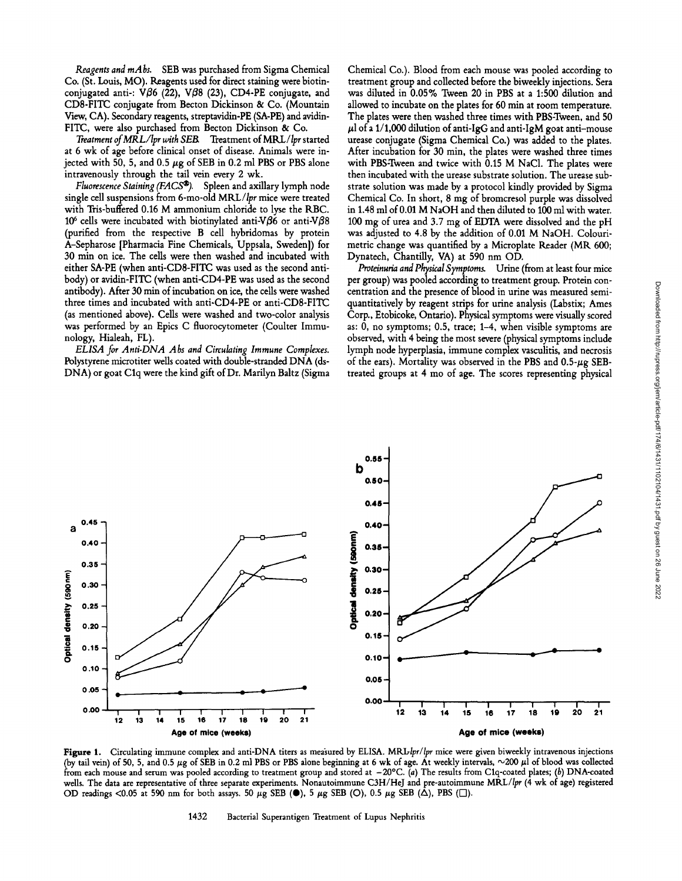*Reagents and mAbs.* SEB was purchased from Sigma Chemical Co. (St. Louis, MO). Reagents used for direct staining were biotin-conjugated anti-: Vβ6 (22), Vβ8 (23), CD4-PE conjugate, and CD8-FITC conjugate from Becton Dickinson & Co. (Mountain View, CA). Secondary reagents, streptavidin-PE (SA-PE) and avidin-FITC, were also purchased from Becton Dickinson & Co.

*Treatment of MRL/lpr with SEB.* Treatment of MRL/*lpr* started at 6 wk of age before clinical onset of disease. Animals were injected with 50, 5, and 0.5 μg of SEB in 0.2 ml PBS or PBS alone intravenously through the tail vein every 2 wk.

*Fluorescence Staining (FACS®).* Spleen and axillary lymph node single cell suspensions from 6-mo-old MRL/*lpr* mice were treated with Tris-buffered 0.16 M ammonium chloride to lyse the RBC. $10^6$ cells were incubated with biotinylated anti-Vβ6 or anti-Vβ8 (purified from the respective B cell hybridomas by protein A-Sepharose [Pharmacia Fine Chemicals, Uppsala, Sweden]) for 30 min on ice. The cells were then washed and incubated with either SA-PE (when anti-CD8-FITC was used as the second antibody) or avidin-FITC (when anti-CD4-PE was used as the second antibody). After 30 min of incubation on ice, the cells were washed three times and incubated with anti-CD4-PE or anti-CD8-FITC (as mentioned above). Cells were washed and two-color analysis was performed by an Epics C fluorocytometer (Coulter Immunology, Hialeah, FL).

*ELISA for Anti-DNA Abs and Circulating Immune Complexes.* Polystyrene microtiter wells coated with double-stranded DNA (ds-DNA) or goat C1q were the kind gift of Dr. Marilyn Baltz (Sigma Chemical Co.). Blood from each mouse was pooled according to treatment group and collected before the biweekly injections. Sera was diluted in 0.05% Tween 20 in PBS at a 1:500 dilution and allowed to incubate on the plates for 60 min at room temperature. The plates were then washed three times with PBS-Tween, and 50 μl of a 1/1,000 dilution of anti-IgG and anti-IgM goat anti-mouse urease conjugate (Sigma Chemical Co.) was added to the plates. After incubation for 30 min, the plates were washed three times with PBS-Tween and twice with 0.15 M NaCl. The plates were then incubated with the urease substrate solution. The urease substrate solution was made by a protocol kindly provided by Sigma Chemical Co. In short, 8 mg of bromcresol purple was dissolved in 1.48 ml of 0.01 M NaOH and then diluted to 100 ml with water. 100 mg of urea and 3.7 mg of EDTA were dissolved and the pH was adjusted to 4.8 by the addition of 0.01 M NaOH. Colourimetric change was quantified by a Microplate Reader (MR 600; Dynatech, Chantilly, VA) at 590 nm OD.

*Proteinuria and Physical Symptoms.* Urine (from at least four mice per group) was pooled according to treatment group. Protein concentration and the presence of blood in urine was measured semiquantitatively by reagent strips for urine analysis (Labstix; Ames Corp., Etobicoke, Ontario). Physical symptoms were visually scored as: 0, no symptoms; 0.5, trace; 1–4, when visible symptoms are observed, with 4 being the most severe (physical symptoms include lymph node hyperplasia, immune complex vasculitis, and necrosis of the ears). Mortality was observed in the PBS and 0.5-μg SEB-treated groups at 4 mo of age. The scores representing physical

**Figure 1.** Circulating immune complex and anti-DNA titers as measured by ELISA. MRL-*lpr/lpr* mice were given biweekly intravenous injections (by tail vein) of 50, 5, and 0.5 μg of SEB in 0.2 ml PBS or PBS alone beginning at 6 wk of age. At weekly intervals, ~200 μl of blood was collected from each mouse and serum was pooled according to treatment group and stored at −20°C. (*a*) The results from C1q-coated plates; (*b*) DNA-coated wells. The data are representative of three separate experiments. Nonautoimmune C3H/HeJ and pre-autoimmune MRL/*lpr* (4 wk of age) registered OD readings <0.05 at 590 nm for both assays. 50 μg SEB (●), 5 μg SEB (○), 0.5 μg SEB (△), PBS (□).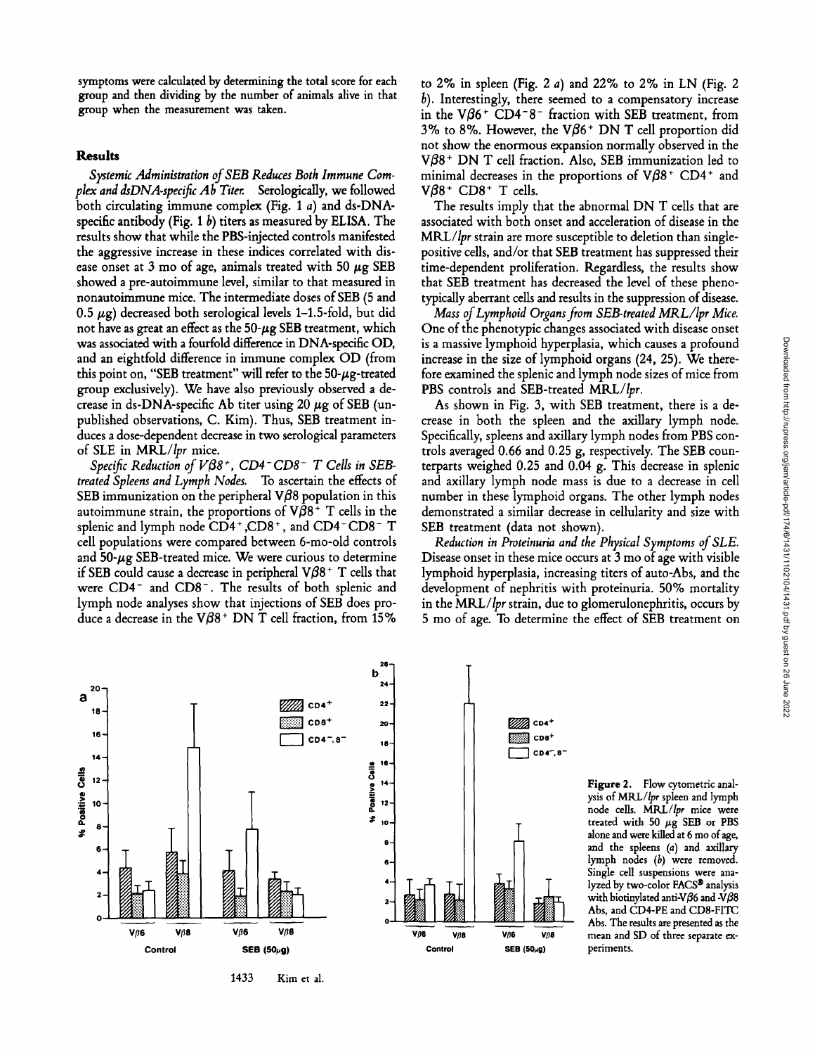symptoms were calculated by determining the total score for each group and then dividing by the number of animals alive in that group when the measurement was taken.

## Results

*Systemic Administration of SEB Reduces Both Immune Complex and dsDNA-specific Ab Titer.* Serologically, we followed both circulating immune complex (Fig. 1 *a*) and ds-DNA-specific antibody (Fig. 1 *b*) titers as measured by ELISA. The results show that while the PBS-injected controls manifested the aggressive increase in these indices correlated with disease onset at 3 mo of age, animals treated with 50 μg SEB showed a pre-autoimmune level, similar to that measured in nonautoimmune mice. The intermediate doses of SEB (5 and 0.5 μg) decreased both serological levels 1–1.5-fold, but did not have as great an effect as the 50-μg SEB treatment, which was associated with a fourfold difference in DNA-specific OD, and an eightfold difference in immune complex OD (from this point on, "SEB treatment" will refer to the 50-μg-treated group exclusively). We have also previously observed a decrease in ds-DNA-specific Ab titer using 20 μg of SEB (unpublished observations, C. Kim). Thus, SEB treatment induces a dose-dependent decrease in two serological parameters of SLE in MRL/*lpr* mice.

*Specific Reduction of Vβ8+, CD4−CD8− T Cells in SEB-treated Spleens and Lymph Nodes.* To ascertain the effects of SEB immunization on the peripheral Vβ8 population in this autoimmune strain, the proportions of Vβ8+ T cells in the splenic and lymph node CD4+,CD8+, and CD4−CD8− T cell populations were compared between 6-mo-old controls and 50-μg SEB-treated mice. We were curious to determine if SEB could cause a decrease in peripheral Vβ8+ T cells that were CD4− and CD8−. The results of both splenic and lymph node analyses show that injections of SEB does produce a decrease in the Vβ8+ DN T cell fraction, from 15% to 2% in spleen (Fig. 2 *a*) and 22% to 2% in LN (Fig. 2 *b*). Interestingly, there seemed to a compensatory increase in the Vβ6+ CD4−8− fraction with SEB treatment, from 3% to 8%. However, the Vβ6+ DN T cell proportion did not show the enormous expansion normally observed in the Vβ8+ DN T cell fraction. Also, SEB immunization led to minimal decreases in the proportions of Vβ8+ CD4+ and Vβ8+ CD8+ T cells.

The results imply that the abnormal DN T cells that are associated with both onset and acceleration of disease in the MRL/*lpr* strain are more susceptible to deletion than single-positive cells, and/or that SEB treatment has suppressed their time-dependent proliferation. Regardless, the results show that SEB treatment has decreased the level of these phenotypically aberrant cells and results in the suppression of disease.

*Mass of Lymphoid Organs from SEB-treated MRL/lpr Mice.* One of the phenotypic changes associated with disease onset is a massive lymphoid hyperplasia, which causes a profound increase in the size of lymphoid organs (24, 25). We therefore examined the splenic and lymph node sizes of mice from PBS controls and SEB-treated MRL/*lpr*.

As shown in Fig. 3, with SEB treatment, there is a decrease in both the spleen and the axillary lymph node. Specifically, spleens and axillary lymph nodes from PBS controls averaged 0.66 and 0.25 g, respectively. The SEB counterparts weighed 0.25 and 0.04 g. This decrease in splenic and axillary lymph node mass is due to a decrease in cell number in these lymphoid organs. The other lymph nodes demonstrated a similar decrease in cellularity and size with SEB treatment (data not shown).

*Reduction in Proteinuria and the Physical Symptoms of SLE.* Disease onset in these mice occurs at 3 mo of age with visible lymphoid hyperplasia, increasing titers of auto-Abs, and the development of nephritis with proteinuria. 50% mortality in the MRL/*lpr* strain, due to glomerulonephritis, occurs by 5 mo of age. To determine the effect of SEB treatment on

**Figure 2.** Flow cytometric analysis of MRL/*lpr* spleen and lymph node cells. MRL/*lpr* mice were treated with 50 μg SEB or PBS alone and were killed at 6 mo of age, and the spleens (*a*) and axillary lymph nodes (*b*) were removed. Single cell suspensions were analyzed by two-color FACS® analysis with biotinylated anti-Vβ6 and -Vβ8 Abs, and CD4-PE and CD8-FITC Abs. The results are presented as the mean and SD of three separate experiments.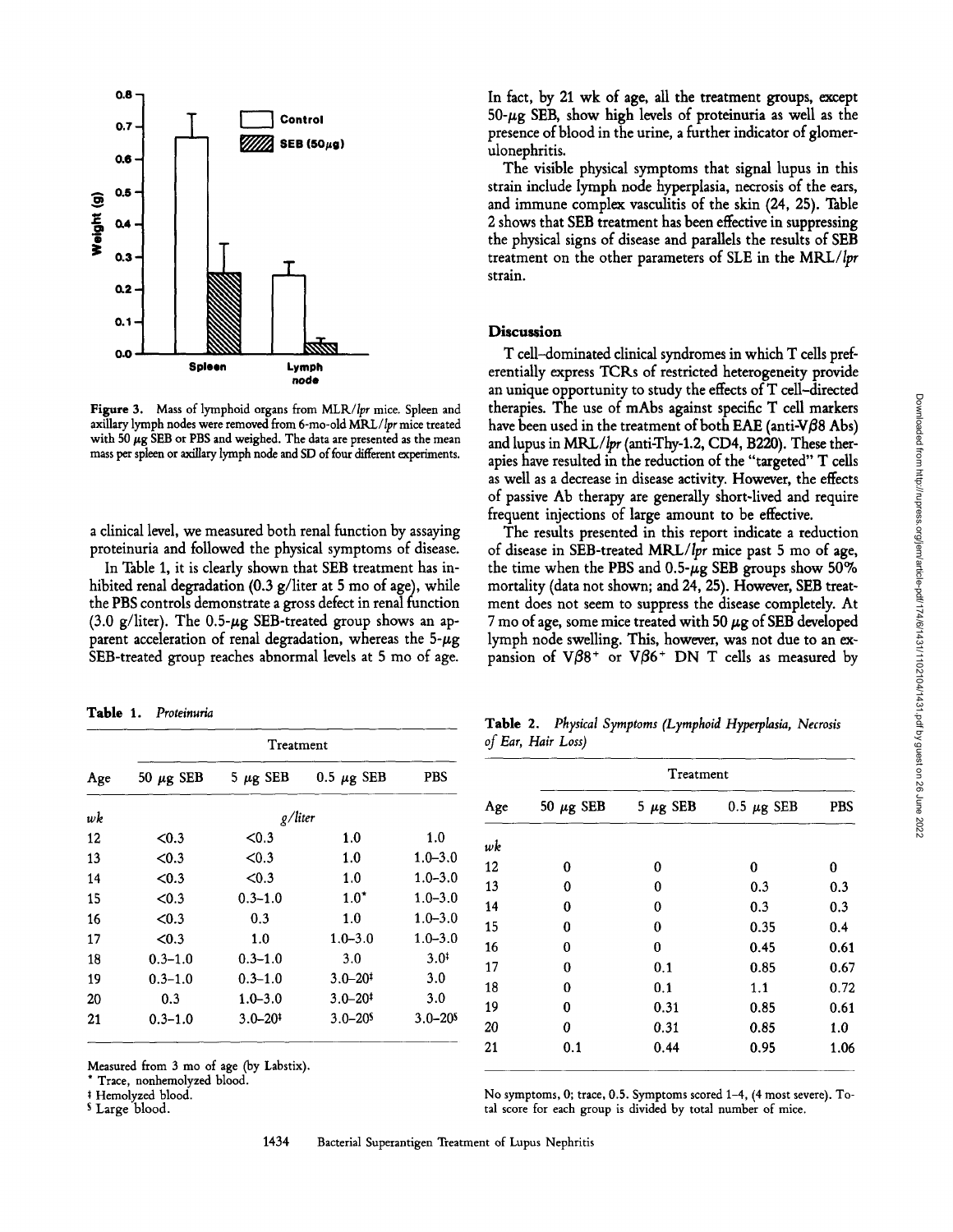Figure 3. Mass of lymphoid organs from MLR/*lpr* mice. Spleen and axillary lymph nodes were removed from 6-mo-old MRL/*lpr* mice treated with 50 μg SEB or PBS and weighed. The data are presented as the mean mass per spleen or axillary lymph node and SD of four different experiments.

a clinical level, we measured both renal function by assaying proteinuria and followed the physical symptoms of disease.

In Table 1, it is clearly shown that SEB treatment has inhibited renal degradation (0.3 g/liter at 5 mo of age), while the PBS controls demonstrate a gross defect in renal function (3.0 g/liter). The 0.5-μg SEB-treated group shows an apparent acceleration of renal degradation, whereas the 5-μg SEB-treated group reaches abnormal levels at 5 mo of age.

**Table 1.** *Proteinuria*

| Age | Treatment | | | |
|---|---|---|---|---|
| | 50 μg SEB | 5 μg SEB | 0.5 μg SEB | PBS |
| *wk* | *g/liter* | | | |
| 12 | <0.3 | <0.3 | 1.0 | 1.0 |
| 13 | <0.3 | <0.3 | 1.0 | 1.0–3.0 |
| 14 | <0.3 | <0.3 | 1.0 | 1.0–3.0 |
| 15 | <0.3 | 0.3–1.0 | 1.0* | 1.0–3.0 |
| 16 | <0.3 | 0.3 | 1.0 | 1.0–3.0 |
| 17 | <0.3 | 1.0 | 1.0–3.0 | 1.0–3.0 |
| 18 | 0.3–1.0 | 0.3–1.0 | 3.0 | 3.0‡ |
| 19 | 0.3–1.0 | 0.3–1.0 | 3.0–20‡ | 3.0 |
| 20 | 0.3 | 1.0–3.0 | 3.0–20‡ | 3.0 |
| 21 | 0.3–1.0 | 3.0–20‡ | 3.0–20§ | 3.0–20§ |

Measured from 3 mo of age (by Labstix).
\* Trace, nonhemolyzed blood.
‡ Hemolyzed blood.
§ Large blood.

In fact, by 21 wk of age, all the treatment groups, except 50-μg SEB, show high levels of proteinuria as well as the presence of blood in the urine, a further indicator of glomerulonephritis.

The visible physical symptoms that signal lupus in this strain include lymph node hyperplasia, necrosis of the ears, and immune complex vasculitis of the skin (24, 25). Table 2 shows that SEB treatment has been effective in suppressing the physical signs of disease and parallels the results of SEB treatment on the other parameters of SLE in the MRL/*lpr* strain.

## Discussion

T cell–dominated clinical syndromes in which T cells preferentially express TCRs of restricted heterogeneity provide an unique opportunity to study the effects of T cell–directed therapies. The use of mAbs against specific T cell markers have been used in the treatment of both EAE (anti-Vβ8 Abs) and lupus in MRL/*lpr* (anti-Thy-1.2, CD4, B220). These therapies have resulted in the reduction of the "targeted" T cells as well as a decrease in disease activity. However, the effects of passive Ab therapy are generally short-lived and require frequent injections of large amount to be effective.

The results presented in this report indicate a reduction of disease in SEB-treated MRL/*lpr* mice past 5 mo of age, the time when the PBS and 0.5-μg SEB groups show 50% mortality (data not shown; and 24, 25). However, SEB treatment does not seem to suppress the disease completely. At 7 mo of age, some mice treated with 50 μg of SEB developed lymph node swelling. This, however, was not due to an expansion of $V\beta8^+$ or $V\beta6^+$ DN T cells as measured by

**Table 2.** *Physical Symptoms (Lymphoid Hyperplasia, Necrosis of Ear, Hair Loss)*

| Age | Treatment | | | |
|---|---|---|---|---|
| | 50 μg SEB | 5 μg SEB | 0.5 μg SEB | PBS |
| *wk* | | | | |
| 12 | 0 | 0 | 0 | 0 |
| 13 | 0 | 0 | 0.3 | 0.3 |
| 14 | 0 | 0 | 0.3 | 0.3 |
| 15 | 0 | 0 | 0.35 | 0.4 |
| 16 | 0 | 0 | 0.45 | 0.61 |
| 17 | 0 | 0.1 | 0.85 | 0.67 |
| 18 | 0 | 0.1 | 1.1 | 0.72 |
| 19 | 0 | 0.31 | 0.85 | 0.61 |
| 20 | 0 | 0.31 | 0.85 | 1.0 |
| 21 | 0.1 | 0.44 | 0.95 | 1.06 |

No symptoms, 0; trace, 0.5. Symptoms scored 1–4, (4 most severe). Total score for each group is divided by total number of mice.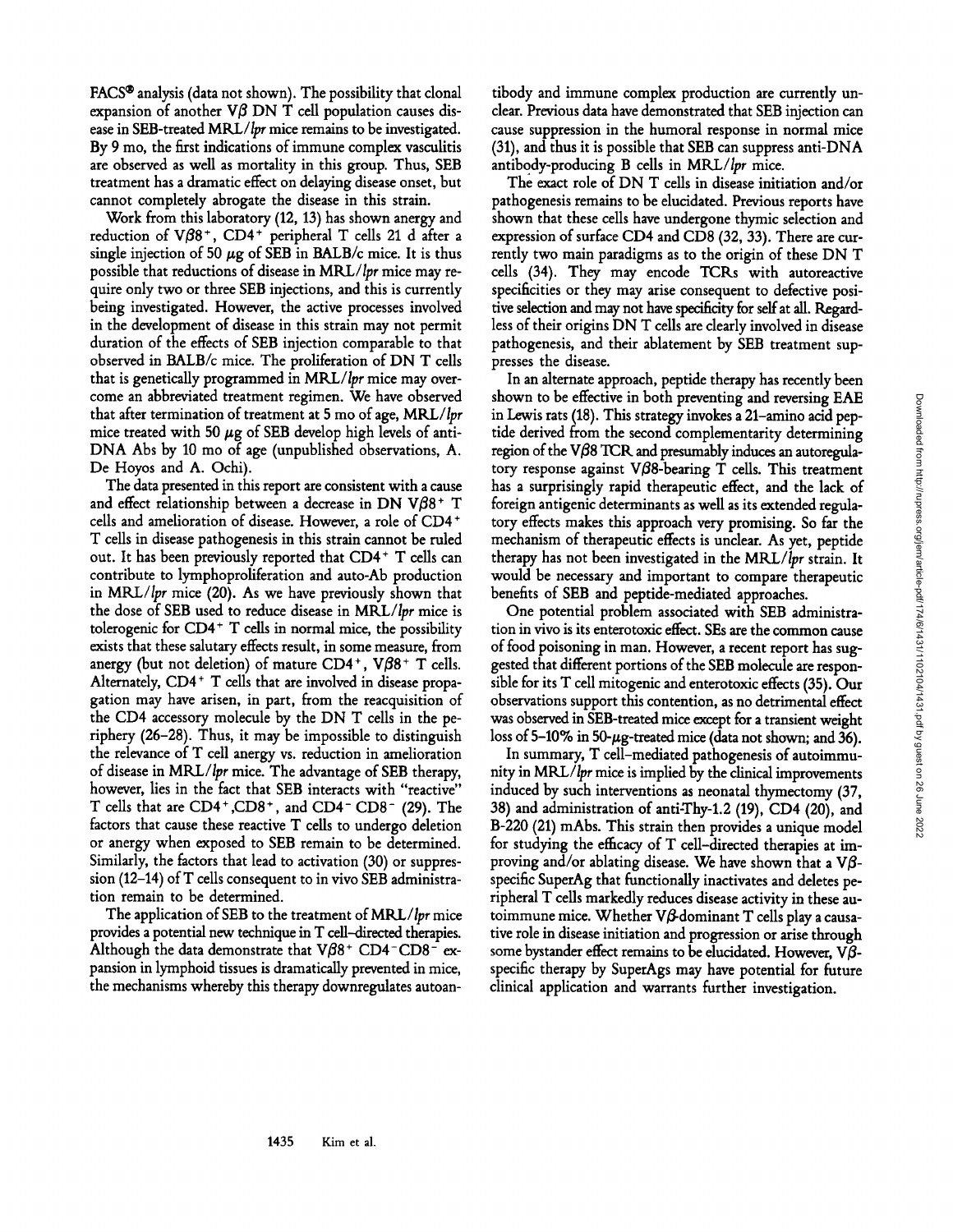FACS® analysis (data not shown). The possibility that clonal expansion of another Vβ DN T cell population causes disease in SEB-treated MRL/*lpr* mice remains to be investigated. By 9 mo, the first indications of immune complex vasculitis are observed as well as mortality in this group. Thus, SEB treatment has a dramatic effect on delaying disease onset, but cannot completely abrogate the disease in this strain.

Work from this laboratory (12, 13) has shown anergy and reduction of Vβ8$^+$, CD4$^+$ peripheral T cells 21 d after a single injection of 50 μg of SEB in BALB/c mice. It is thus possible that reductions of disease in MRL/*lpr* mice may require only two or three SEB injections, and this is currently being investigated. However, the active processes involved in the development of disease in this strain may not permit duration of the effects of SEB injection comparable to that observed in BALB/c mice. The proliferation of DN T cells that is genetically programmed in MRL/*lpr* mice may overcome an abbreviated treatment regimen. We have observed that after termination of treatment at 5 mo of age, MRL/*lpr* mice treated with 50 μg of SEB develop high levels of anti-DNA Abs by 10 mo of age (unpublished observations, A. De Hoyos and A. Ochi).

The data presented in this report are consistent with a cause and effect relationship between a decrease in DN Vβ8$^+$ T cells and amelioration of disease. However, a role of CD4$^+$ T cells in disease pathogenesis in this strain cannot be ruled out. It has been previously reported that CD4$^+$ T cells can contribute to lymphoproliferation and auto-Ab production in MRL/*lpr* mice (20). As we have previously shown that the dose of SEB used to reduce disease in MRL/*lpr* mice is tolerogenic for CD4$^+$ T cells in normal mice, the possibility exists that these salutary effects result, in some measure, from anergy (but not deletion) of mature CD4$^+$, Vβ8$^+$ T cells. Alternately, CD4$^+$ T cells that are involved in disease propagation may have arisen, in part, from the reacquisition of the CD4 accessory molecule by the DN T cells in the periphery (26–28). Thus, it may be impossible to distinguish the relevance of T cell anergy vs. reduction in amelioration of disease in MRL/*lpr* mice. The advantage of SEB therapy, however, lies in the fact that SEB interacts with "reactive" T cells that are CD4$^+$,CD8$^+$, and CD4$^-$ CD8$^-$ (29). The factors that cause these reactive T cells to undergo deletion or anergy when exposed to SEB remain to be determined. Similarly, the factors that lead to activation (30) or suppression (12–14) of T cells consequent to in vivo SEB administration remain to be determined.

The application of SEB to the treatment of MRL/*lpr* mice provides a potential new technique in T cell–directed therapies. Although the data demonstrate that Vβ8$^+$ CD4$^-$CD8$^-$ expansion in lymphoid tissues is dramatically prevented in mice, the mechanisms whereby this therapy downregulates autoantibody and immune complex production are currently unclear. Previous data have demonstrated that SEB injection can cause suppression in the humoral response in normal mice (31), and thus it is possible that SEB can suppress anti-DNA antibody-producing B cells in MRL/*lpr* mice.

The exact role of DN T cells in disease initiation and/or pathogenesis remains to be elucidated. Previous reports have shown that these cells have undergone thymic selection and expression of surface CD4 and CD8 (32, 33). There are currently two main paradigms as to the origin of these DN T cells (34). They may encode TCRs with autoreactive specificities or they may arise consequent to defective positive selection and may not have specificity for self at all. Regardless of their origins DN T cells are clearly involved in disease pathogenesis, and their ablatement by SEB treatment suppresses the disease.

In an alternate approach, peptide therapy has recently been shown to be effective in both preventing and reversing EAE in Lewis rats (18). This strategy invokes a 21–amino acid peptide derived from the second complementarity determining region of the Vβ8 TCR and presumably induces an autoregulatory response against Vβ8-bearing T cells. This treatment has a surprisingly rapid therapeutic effect, and the lack of foreign antigenic determinants as well as its extended regulatory effects makes this approach very promising. So far the mechanism of therapeutic effects is unclear. As yet, peptide therapy has not been investigated in the MRL/*lpr* strain. It would be necessary and important to compare therapeutic benefits of SEB and peptide-mediated approaches.

One potential problem associated with SEB administration in vivo is its enterotoxic effect. SEs are the common cause of food poisoning in man. However, a recent report has suggested that different portions of the SEB molecule are responsible for its T cell mitogenic and enterotoxic effects (35). Our observations support this contention, as no detrimental effect was observed in SEB-treated mice except for a transient weight loss of 5–10% in 50-μg-treated mice (data not shown; and 36).

In summary, T cell–mediated pathogenesis of autoimmunity in MRL/*lpr* mice is implied by the clinical improvements induced by such interventions as neonatal thymectomy (37, 38) and administration of anti-Thy-1.2 (19), CD4 (20), and B-220 (21) mAbs. This strain then provides a unique model for studying the efficacy of T cell–directed therapies at improving and/or ablating disease. We have shown that a Vβ-specific SuperAg that functionally inactivates and deletes peripheral T cells markedly reduces disease activity in these autoimmune mice. Whether Vβ-dominant T cells play a causative role in disease initiation and progression or arise through some bystander effect remains to be elucidated. However, Vβ-specific therapy by SuperAgs may have potential for future clinical application and warrants further investigation.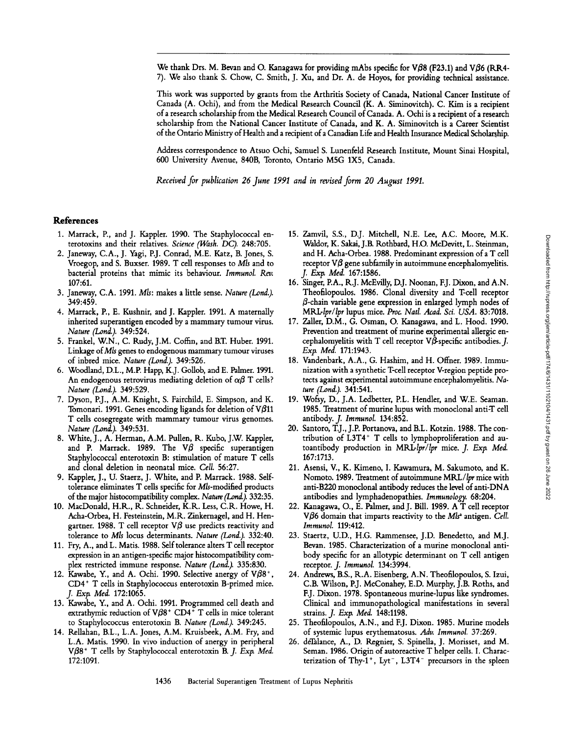We thank Drs. M. Bevan and O. Kanagawa for providing mAbs specific for V$\beta$8 (F23.1) and V$\beta$6 (RR4-7). We also thank S. Chow, C. Smith, J. Xu, and Dr. A. de Hoyos, for providing technical assistance.

This work was supported by grants from the Arthritis Society of Canada, National Cancer Institute of Canada (A. Ochi), and from the Medical Research Council (K. A. Siminovitch). C. Kim is a recipient of a research scholarship from the Medical Research Council of Canada. A. Ochi is a recipient of a research scholarship from the National Cancer Institute of Canada, and K. A. Siminovitch is a Career Scientist of the Ontario Ministry of Health and a recipient of a Canadian Life and Health Insurance Medical Scholarship.

Address correspondence to Atsuo Ochi, Samuel S. Lunenfeld Research Institute, Mount Sinai Hospital, 600 University Avenue, 840B, Toronto, Ontario M5G 1X5, Canada.

*Received for publication 26 June 1991 and in revised form 20 August 1991.*

## References

1. Marrack, P., and J. Kappler. 1990. The Staphylococcal enterotoxins and their relatives. *Science (Wash. DC).* 248:705.
2. Janeway, C.A., J. Yagi, P.J. Conrad, M.E. Katz, B. Jones, S. Vroegop, and S. Buxser. 1989. T cell responses to *Mls* and to bacterial proteins that mimic its behaviour. *Immunol. Rev.* 107:61.
3. Janeway, C.A. 1991. *Mls*: makes a little sense. *Nature (Lond.).* 349:459.
4. Marrack, P., E. Kushnir, and J. Kappler. 1991. A maternally inherited superantigen encoded by a mammary tumour virus. *Nature (Lond.).* 349:524.
5. Frankel, W.N., C. Rudy, J.M. Coffin, and B.T. Huber. 1991. Linkage of *Mls* genes to endogenous mammary tumour viruses of inbred mice. *Nature (Lond.).* 349:526.
6. Woodland, D.L., M.P. Happ, K.J. Gollob, and E. Palmer. 1991. An endogenous retrovirus mediating deletion of $\alpha\beta$ T cells? *Nature (Lond.).* 349:529.
7. Dyson, P.J., A.M. Knight, S. Fairchild, E. Simpson, and K. Tomonari. 1991. Genes encoding ligands for deletion of V$\beta$11 T cells cosegregate with mammary tumour virus genomes. *Nature (Lond.).* 349:531.
8. White, J., A. Herman, A.M. Pullen, R. Kubo, J.W. Kappler, and P. Marrack. 1989. The V$\beta$ specific superantigen Staphylococcal enterotoxin B: stimulation of mature T cells and clonal deletion in neonatal mice. *Cell.* 56:27.
9. Kappler, J., U. Staerz, J. White, and P. Marrack. 1988. Self-tolerance eliminates T cells specific for *Mls*-modified products of the major histocompatibility complex. *Nature (Lond.).* 332:35.
10. MacDonald, H.R., R. Schneider, K.R. Less, C.R. Howe, H. Acha-Orbea, H. Festeinstein, M.R. Zinkernagel, and H. Hengartner. 1988. T cell receptor V$\beta$ use predicts reactivity and tolerance to *Mls* locus determinants. *Nature (Lond.).* 332:40.
11. Fry, A., and L. Matis. 1988. Self tolerance alters T cell receptor expression in an antigen-specific major histocompatibility complex restricted immune response. *Nature (Lond.).* 335:830.
12. Kawabe, Y., and A. Ochi. 1990. Selective anergy of V$\beta$8$^+$, CD4$^+$ T cells in Staphylococcus enterotoxin B-primed mice. *J. Exp. Med.* 172:1065.
13. Kawabe, Y., and A. Ochi. 1991. Programmed cell death and extrathymic reduction of V$\beta$8$^+$ CD4$^+$ T cells in mice tolerant to Staphylococcus enterotoxin B. *Nature (Lond.).* 349:245.
14. Rellahan, B.L., L.A. Jones, A.M. Kruisbeek, A.M. Fry, and L.A. Matis. 1990. In vivo induction of anergy in peripheral V$\beta$8$^+$ T cells by Staphylococcal enterotoxin B. *J. Exp. Med.* 172:1091.
15. Zamvil, S.S., D.J. Mitchell, N.E. Lee, A.C. Moore, M.K. Waldor, K. Sakai, J.B. Rothbard, H.O. McDevitt, L. Steinman, and H. Acha-Orbea. 1988. Predominant expression of a T cell receptor V$\beta$ gene subfamily in autoimmune encephalomyelitis. *J. Exp. Med.* 167:1586.
16. Singer, P.A., R.J. McEvilly, D.J. Noonan, F.J. Dixon, and A.N. Theofilopoulos. 1986. Clonal diversity and T-cell receptor $\beta$-chain variable gene expression in enlarged lymph nodes of MRL-*lpr/lpr* lupus mice. *Proc. Natl. Acad. Sci. USA.* 83:7018.
17. Zaller, D.M., G. Osman, O. Kanagawa, and L. Hood. 1990. Prevention and treatment of murine experimental allergic encephalomyelitis with T cell receptor V$\beta$-specific antibodies. *J. Exp. Med.* 171:1943.
18. Vandenbark, A.A., G. Hashim, and H. Offner. 1989. Immunization with a synthetic T-cell receptor V-region peptide protects against experimental autoimmune encephalomyelitis. *Nature (Lond.).* 341:541.
19. Wofsy, D., J.A. Ledbetter, P.L. Hendler, and W.E. Seaman. 1985. Treatment of murine lupus with monoclonal anti-T cell antibody. *J. Immunol.* 134:852.
20. Santoro, T.J., J.P. Portanova, and B.L. Kotzin. 1988. The contribution of L3T4$^+$ T cells to lymphoproliferation and autoantibody production in MRL-*lpr/lpr* mice. *J. Exp. Med.* 167:1713.
21. Asensi, V., K. Kimeno, I. Kawamura, M. Sakumoto, and K. Nomoto. 1989. Treatment of autoimmune MRL/*lpr* mice with anti-B220 monoclonal antibody reduces the level of anti-DNA antibodies and lymphadenopathies. *Immunology.* 68:204.
22. Kanagawa, O., E. Palmer, and J. Bill. 1989. A T cell receptor V$\beta$6 domain that imparts reactivity to the *Mls*$^a$ antigen. *Cell. Immunol.* 119:412.
23. Staertz, U.D., H.G. Rammensee, J.D. Benedetto, and M.J. Bevan. 1985. Characterization of a murine monoclonal antibody specific for an allotypic determinant on T cell antigen receptor. *J. Immunol.* 134:3994.
24. Andrews, B.S., R.A. Eisenberg, A.N. Theofilopoulos, S. Izui, C.B. Wilson, P.J. McConahey, E.D. Murphy, J.B. Roths, and F.J. Dixon. 1978. Spontaneous murine-lupus like syndromes. Clinical and immunopathological manifestations in several strains. *J. Exp. Med.* 148:1198.
25. Theofilopoulos, A.N., and F.J. Dixon. 1985. Murine models of systemic lupus erythematosus. *Adv. Immunol.* 37:269.
26. deTalance, A., D. Regnier, S. Spinella, J. Morisset, and M. Seman. 1986. Origin of autoreactive T helper cells. I. Characterization of Thy-1$^+$, Lyt$^-$, L3T4$^-$ precursors in the spleen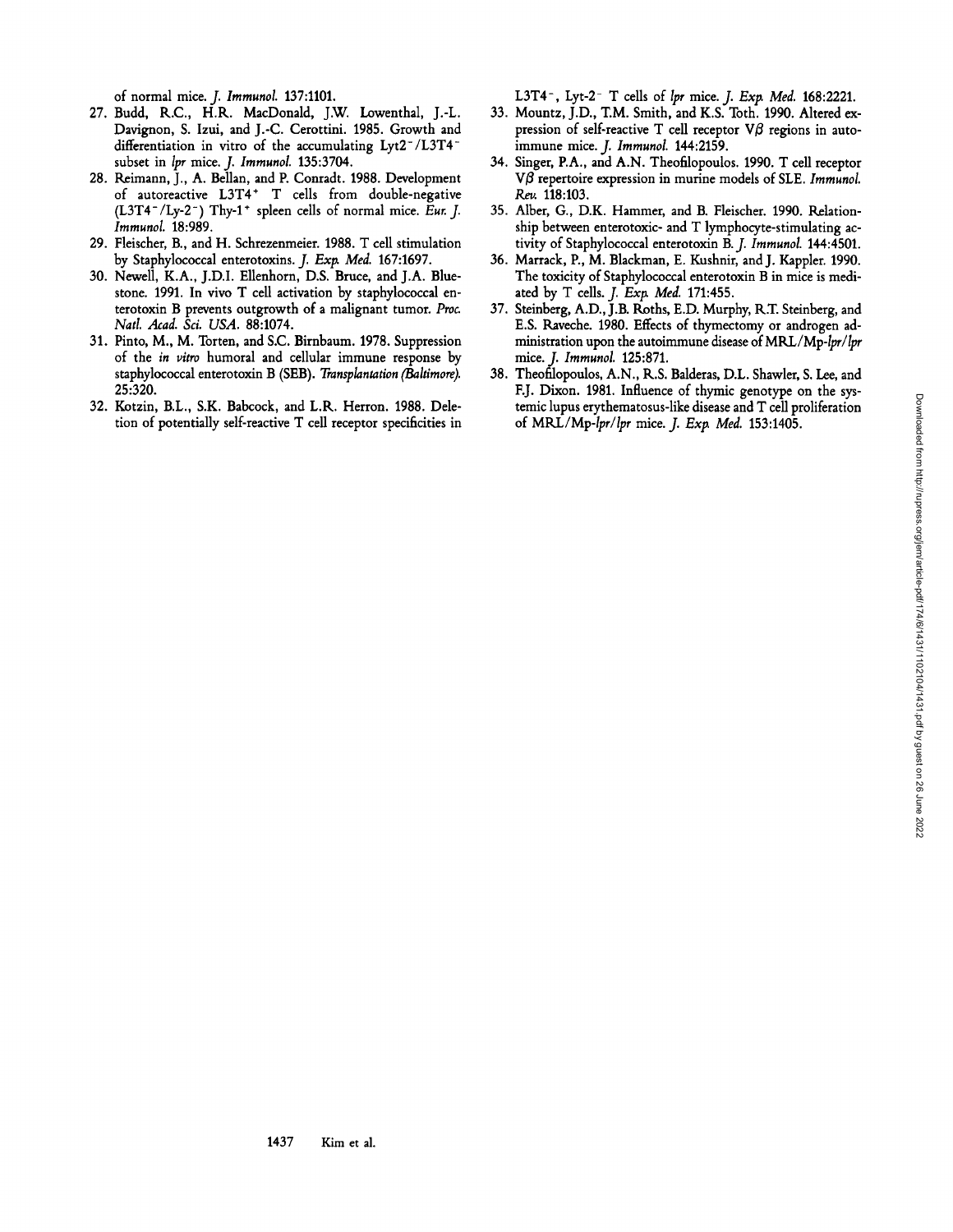of normal mice. *J. Immunol.* 137:1101.

27. Budd, R.C., H.R. MacDonald, J.W. Lowenthal, J.-L. Davignon, S. Izui, and J.-C. Cerottini. 1985. Growth and differentiation in vitro of the accumulating Lyt2$^-$/L3T4$^-$ subset in *lpr* mice. *J. Immunol.* 135:3704.
28. Reimann, J., A. Bellan, and P. Conradt. 1988. Development of autoreactive L3T4$^+$ T cells from double-negative (L3T4$^-$/Ly-2$^-$) Thy-1$^+$ spleen cells of normal mice. *Eur. J. Immunol.* 18:989.
29. Fleischer, B., and H. Schrezenmeier. 1988. T cell stimulation by Staphylococcal enterotoxins. *J. Exp. Med.* 167:1697.
30. Newell, K.A., J.D.I. Ellenhorn, D.S. Bruce, and J.A. Bluestone. 1991. In vivo T cell activation by staphylococcal enterotoxin B prevents outgrowth of a malignant tumor. *Proc. Natl. Acad. Sci. USA.* 88:1074.
31. Pinto, M., M. Torten, and S.C. Birnbaum. 1978. Suppression of the *in vitro* humoral and cellular immune response by staphylococcal enterotoxin B (SEB). *Transplantation (Baltimore).* 25:320.
32. Kotzin, B.L., S.K. Babcock, and L.R. Herron. 1988. Deletion of potentially self-reactive T cell receptor specificities in L3T4$^-$, Lyt-2$^-$ T cells of *lpr* mice. *J. Exp. Med.* 168:2221.
33. Mountz, J.D., T.M. Smith, and K.S. Toth. 1990. Altered expression of self-reactive T cell receptor V$\beta$ regions in autoimmune mice. *J. Immunol.* 144:2159.
34. Singer, P.A., and A.N. Theofilopoulos. 1990. T cell receptor V$\beta$ repertoire expression in murine models of SLE. *Immunol. Rev.* 118:103.
35. Alber, G., D.K. Hammer, and B. Fleischer. 1990. Relationship between enterotoxic- and T lymphocyte-stimulating activity of Staphylococcal enterotoxin B. *J. Immunol.* 144:4501.
36. Marrack, P., M. Blackman, E. Kushnir, and J. Kappler. 1990. The toxicity of Staphylococcal enterotoxin B in mice is mediated by T cells. *J. Exp. Med.* 171:455.
37. Steinberg, A.D., J.B. Roths, E.D. Murphy, R.T. Steinberg, and E.S. Raveche. 1980. Effects of thymectomy or androgen administration upon the autoimmune disease of MRL/Mp-*lpr*/*lpr* mice. *J. Immunol.* 125:871.
38. Theofilopoulos, A.N., R.S. Balderas, D.L. Shawler, S. Lee, and F.J. Dixon. 1981. Influence of thymic genotype on the systemic lupus erythematosus-like disease and T cell proliferation of MRL/Mp-*lpr*/*lpr* mice. *J. Exp. Med.* 153:1405.